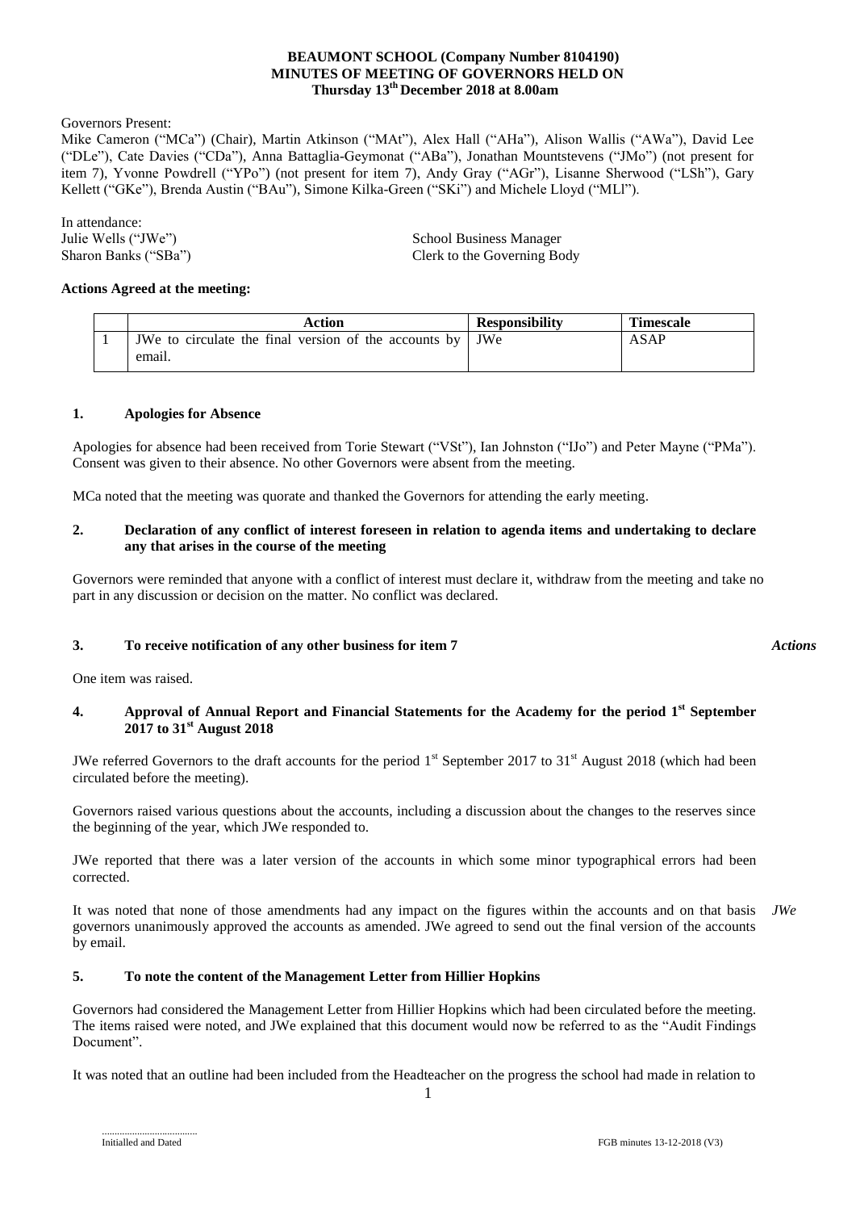**BEAUMONT SCHOOL (Company Number 8104190)**
**MINUTES OF MEETING OF GOVERNORS HELD ON**
**Thursday 13th December 2018 at 8.00am**

Governors Present:

Mike Cameron ("MCa") (Chair), Martin Atkinson ("MAt"), Alex Hall ("AHa"), Alison Wallis ("AWa"), David Lee ("DLe"), Cate Davies ("CDa"), Anna Battaglia-Geymonat ("ABa"), Jonathan Mountstevens ("JMo") (not present for item 7), Yvonne Powdrell ("YPo") (not present for item 7), Andy Gray ("AGr"), Lisanne Sherwood ("LSh"), Gary Kellett ("GKe"), Brenda Austin ("BAu"), Simone Kilka-Green ("SKi") and Michele Lloyd ("MLl").

In attendance:

Julie Wells ("JWe") — School Business Manager
Sharon Banks ("SBa") — Clerk to the Governing Body

**Actions Agreed at the meeting:**

| | Action | Responsibility | Timescale |
|---|---|---|---|
| 1 | JWe to circulate the final version of the accounts by email. | JWe | ASAP |

### 1. Apologies for Absence

Apologies for absence had been received from Torie Stewart ("VSt"), Ian Johnston ("IJo") and Peter Mayne ("PMa"). Consent was given to their absence. No other Governors were absent from the meeting.

MCa noted that the meeting was quorate and thanked the Governors for attending the early meeting.

### 2. Declaration of any conflict of interest foreseen in relation to agenda items and undertaking to declare any that arises in the course of the meeting

Governors were reminded that anyone with a conflict of interest must declare it, withdraw from the meeting and take no part in any discussion or decision on the matter. No conflict was declared.

### 3. To receive notification of any other business for item 7

*Actions*

One item was raised.

### 4. Approval of Annual Report and Financial Statements for the Academy for the period 1st September 2017 to 31st August 2018

JWe referred Governors to the draft accounts for the period 1st September 2017 to 31st August 2018 (which had been circulated before the meeting).

Governors raised various questions about the accounts, including a discussion about the changes to the reserves since the beginning of the year, which JWe responded to.

JWe reported that there was a later version of the accounts in which some minor typographical errors had been corrected.

It was noted that none of those amendments had any impact on the figures within the accounts and on that basis governors unanimously approved the accounts as amended. JWe agreed to send out the final version of the accounts by email. *JWe*

### 5. To note the content of the Management Letter from Hillier Hopkins

Governors had considered the Management Letter from Hillier Hopkins which had been circulated before the meeting. The items raised were noted, and JWe explained that this document would now be referred to as the "Audit Findings Document".

It was noted that an outline had been included from the Headteacher on the progress the school had made in relation to

.....................................
Initialled and Dated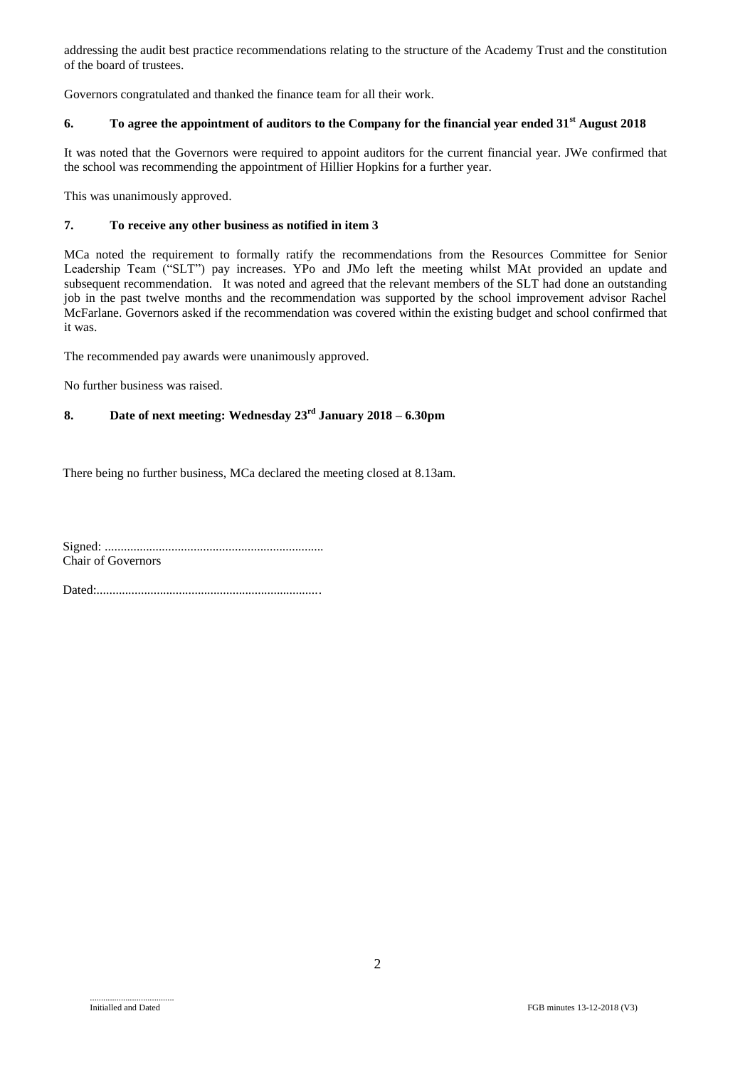addressing the audit best practice recommendations relating to the structure of the Academy Trust and the constitution of the board of trustees.

Governors congratulated and thanked the finance team for all their work.

## 6. To agree the appointment of auditors to the Company for the financial year ended 31st August 2018

It was noted that the Governors were required to appoint auditors for the current financial year. JWe confirmed that the school was recommending the appointment of Hillier Hopkins for a further year.

This was unanimously approved.

## 7. To receive any other business as notified in item 3

MCa noted the requirement to formally ratify the recommendations from the Resources Committee for Senior Leadership Team ("SLT") pay increases. YPo and JMo left the meeting whilst MAt provided an update and subsequent recommendation. It was noted and agreed that the relevant members of the SLT had done an outstanding job in the past twelve months and the recommendation was supported by the school improvement advisor Rachel McFarlane. Governors asked if the recommendation was covered within the existing budget and school confirmed that it was.

The recommended pay awards were unanimously approved.

No further business was raised.

## 8. Date of next meeting: Wednesday 23rd January 2018 – 6.30pm

There being no further business, MCa declared the meeting closed at 8.13am.

Signed: ....................................................................
Chair of Governors

Dated:......................................................................

....................................
Initialled and Dated

FGB minutes 13-12-2018 (V3)